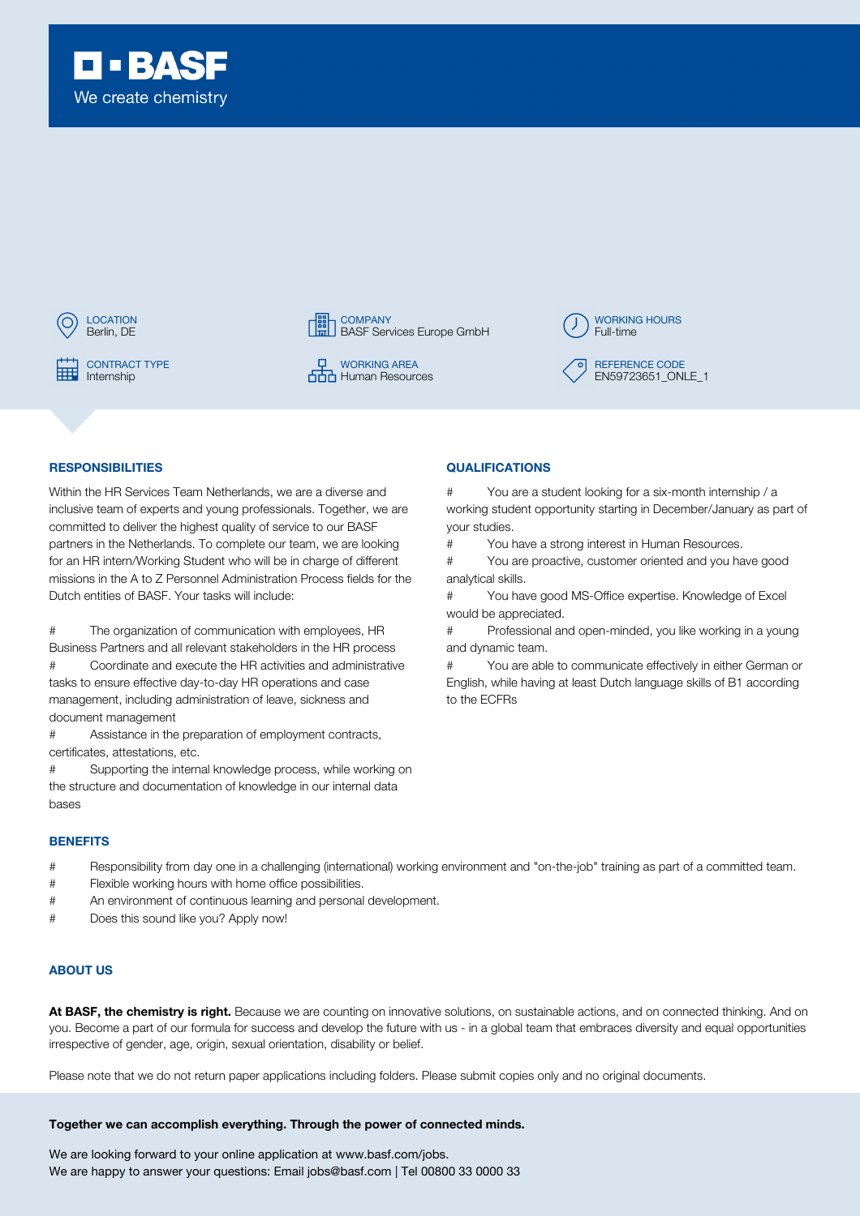**BASF**

We create chemistry

LOCATION
Berlin, DE

COMPANY
BASF Services Europe GmbH

WORKING HOURS
Full-time

CONTRACT TYPE
Internship

WORKING AREA
Human Resources

REFERENCE CODE
EN59723651_ONLE_1

## RESPONSIBILITIES

Within the HR Services Team Netherlands, we are a diverse and inclusive team of experts and young professionals. Together, we are committed to deliver the highest quality of service to our BASF partners in the Netherlands. To complete our team, we are looking for an HR intern/Working Student who will be in charge of different missions in the A to Z Personnel Administration Process fields for the Dutch entities of BASF. Your tasks will include:

# The organization of communication with employees, HR Business Partners and all relevant stakeholders in the HR process
# Coordinate and execute the HR activities and administrative tasks to ensure effective day-to-day HR operations and case management, including administration of leave, sickness and document management
# Assistance in the preparation of employment contracts, certificates, attestations, etc.
# Supporting the internal knowledge process, while working on the structure and documentation of knowledge in our internal data bases

## QUALIFICATIONS

# You are a student looking for a six-month internship / a working student opportunity starting in December/January as part of your studies.
# You have a strong interest in Human Resources.
# You are proactive, customer oriented and you have good analytical skills.
# You have good MS-Office expertise. Knowledge of Excel would be appreciated.
# Professional and open-minded, you like working in a young and dynamic team.
# You are able to communicate effectively in either German or English, while having at least Dutch language skills of B1 according to the ECFRs

## BENEFITS

# Responsibility from day one in a challenging (international) working environment and "on-the-job" training as part of a committed team.
# Flexible working hours with home office possibilities.
# An environment of continuous learning and personal development.
# Does this sound like you? Apply now!

## ABOUT US

**At BASF, the chemistry is right.** Because we are counting on innovative solutions, on sustainable actions, and on connected thinking. And on you. Become a part of our formula for success and develop the future with us - in a global team that embraces diversity and equal opportunities irrespective of gender, age, origin, sexual orientation, disability or belief.

Please note that we do not return paper applications including folders. Please submit copies only and no original documents.

**Together we can accomplish everything. Through the power of connected minds.**

We are looking forward to your online application at www.basf.com/jobs.
We are happy to answer your questions: Email jobs@basf.com | Tel 00800 33 0000 33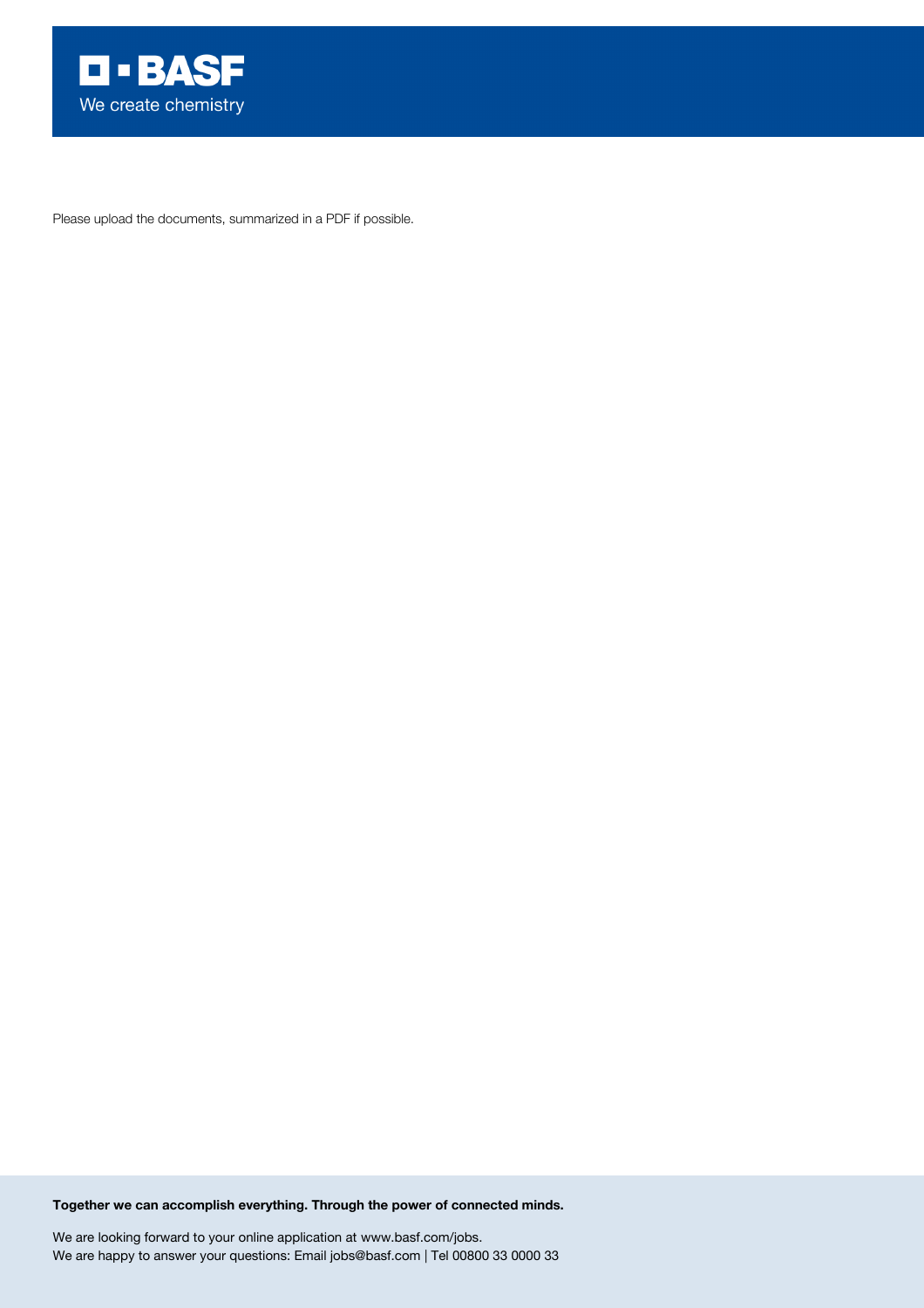**BASF**

We create chemistry

Please upload the documents, summarized in a PDF if possible.

**Together we can accomplish everything. Through the power of connected minds.**

We are looking forward to your online application at www.basf.com/jobs.
We are happy to answer your questions: Email jobs@basf.com | Tel 00800 33 0000 33